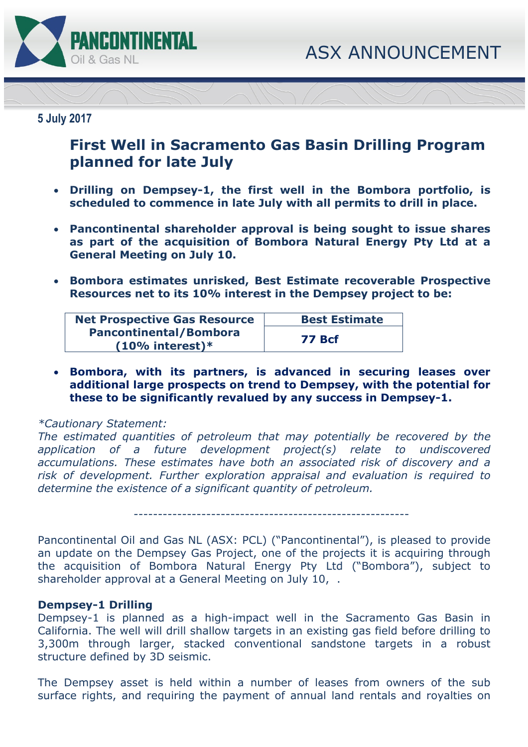**5 July 2017**

# ASX ANNOUNCEMENT

## First Well in Sacramento Gas Basin Drilling Program planned for late July

- **Drilling on Dempsey-1, the first well in the Bombora portfolio, is scheduled to commence in late July with all permits to drill in place.**
- **Pancontinental shareholder approval is being sought to issue shares as part of the acquisition of Bombora Natural Energy Pty Ltd at a General Meeting on July 10.**
- **Bombora estimates unrisked, Best Estimate recoverable Prospective Resources net to its 10% interest in the Dempsey project to be:**

| Net Prospective Gas Resource Pancontinental/Bombora (10% interest)* | Best Estimate |
|---|---|
| | 77 Bcf |

- **Bombora, with its partners, is advanced in securing leases over additional large prospects on trend to Dempsey, with the potential for these to be significantly revalued by any success in Dempsey-1.**

*\*Cautionary Statement:*
*The estimated quantities of petroleum that may potentially be recovered by the application of a future development project(s) relate to undiscovered accumulations. These estimates have both an associated risk of discovery and a risk of development. Further exploration appraisal and evaluation is required to determine the existence of a significant quantity of petroleum.*

---

Pancontinental Oil and Gas NL (ASX: PCL) ("Pancontinental"), is pleased to provide an update on the Dempsey Gas Project, one of the projects it is acquiring through the acquisition of Bombora Natural Energy Pty Ltd ("Bombora"), subject to shareholder approval at a General Meeting on July 10, .

### Dempsey-1 Drilling

Dempsey-1 is planned as a high-impact well in the Sacramento Gas Basin in California. The well will drill shallow targets in an existing gas field before drilling to 3,300m through larger, stacked conventional sandstone targets in a robust structure defined by 3D seismic.

The Dempsey asset is held within a number of leases from owners of the sub surface rights, and requiring the payment of annual land rentals and royalties on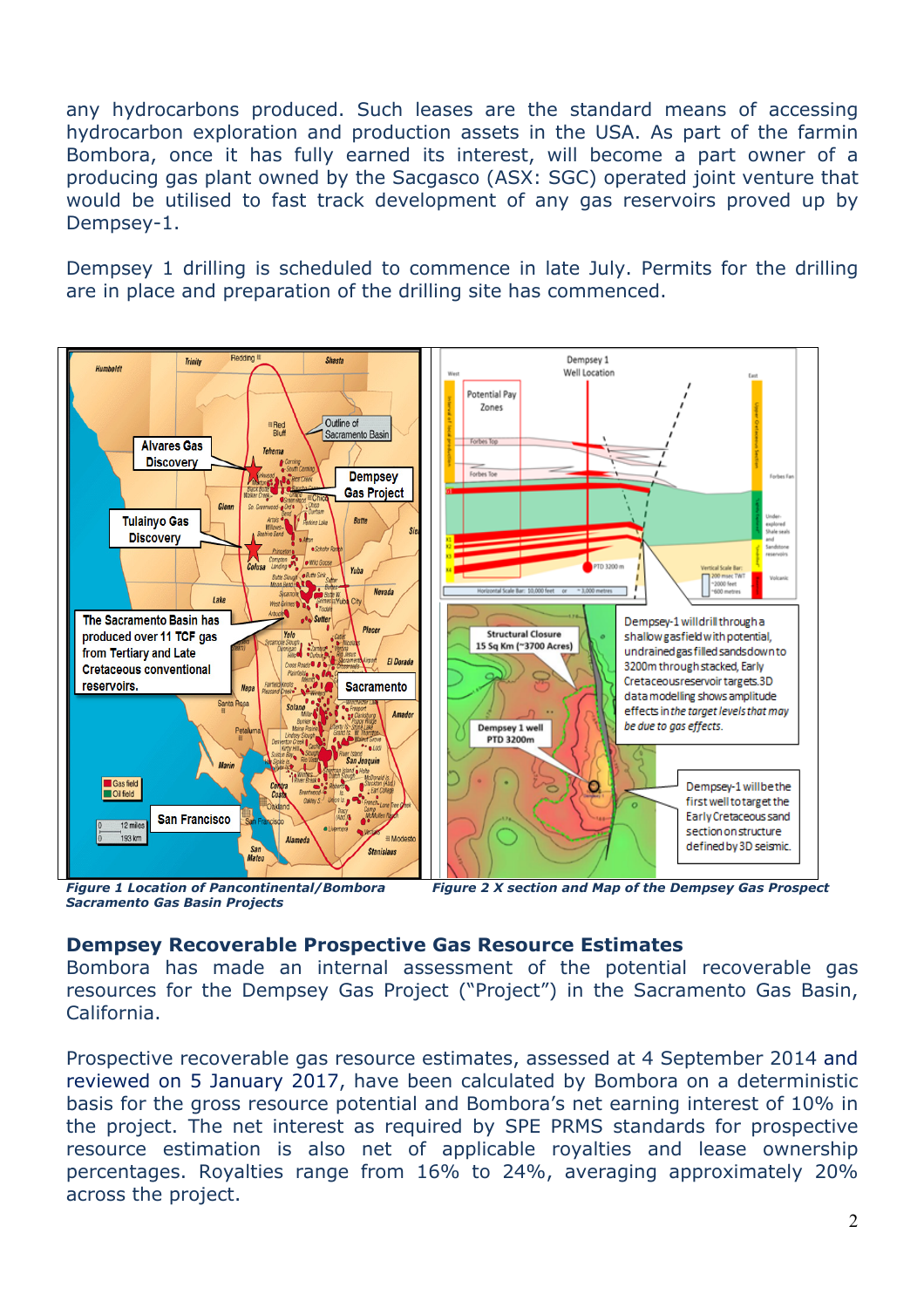any hydrocarbons produced. Such leases are the standard means of accessing hydrocarbon exploration and production assets in the USA. As part of the farmin Bombora, once it has fully earned its interest, will become a part owner of a producing gas plant owned by the Sacgasco (ASX: SGC) operated joint venture that would be utilised to fast track development of any gas reservoirs proved up by Dempsey-1.

Dempsey 1 drilling is scheduled to commence in late July. Permits for the drilling are in place and preparation of the drilling site has commenced.

***Figure 1 Location of Pancontinental/Bombora Sacramento Gas Basin Projects***

***Figure 2 X section and Map of the Dempsey Gas Prospect***

## Dempsey Recoverable Prospective Gas Resource Estimates

Bombora has made an internal assessment of the potential recoverable gas resources for the Dempsey Gas Project ("Project") in the Sacramento Gas Basin, California.

Prospective recoverable gas resource estimates, assessed at 4 September 2014 and reviewed on 5 January 2017, have been calculated by Bombora on a deterministic basis for the gross resource potential and Bombora's net earning interest of 10% in the project. The net interest as required by SPE PRMS standards for prospective resource estimation is also net of applicable royalties and lease ownership percentages. Royalties range from 16% to 24%, averaging approximately 20% across the project.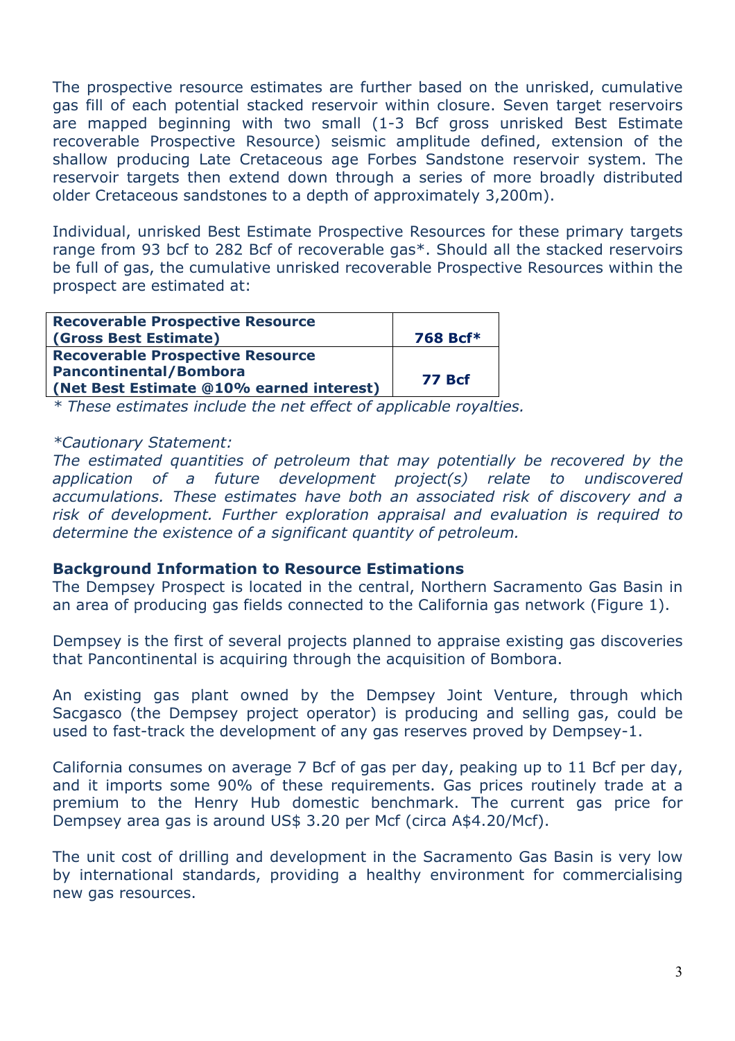The prospective resource estimates are further based on the unrisked, cumulative gas fill of each potential stacked reservoir within closure. Seven target reservoirs are mapped beginning with two small (1-3 Bcf gross unrisked Best Estimate recoverable Prospective Resource) seismic amplitude defined, extension of the shallow producing Late Cretaceous age Forbes Sandstone reservoir system. The reservoir targets then extend down through a series of more broadly distributed older Cretaceous sandstones to a depth of approximately 3,200m).

Individual, unrisked Best Estimate Prospective Resources for these primary targets range from 93 bcf to 282 Bcf of recoverable gas*. Should all the stacked reservoirs be full of gas, the cumulative unrisked recoverable Prospective Resources within the prospect are estimated at:

| | |
|---|---|
| **Recoverable Prospective Resource (Gross Best Estimate)** | **768 Bcf*** |
| **Recoverable Prospective Resource Pancontinental/Bombora (Net Best Estimate @10% earned interest)** | **77 Bcf** |

*\* These estimates include the net effect of applicable royalties.*

*\*Cautionary Statement:*
*The estimated quantities of petroleum that may potentially be recovered by the application of a future development project(s) relate to undiscovered accumulations. These estimates have both an associated risk of discovery and a risk of development. Further exploration appraisal and evaluation is required to determine the existence of a significant quantity of petroleum.*

**Background Information to Resource Estimations**

The Dempsey Prospect is located in the central, Northern Sacramento Gas Basin in an area of producing gas fields connected to the California gas network (Figure 1).

Dempsey is the first of several projects planned to appraise existing gas discoveries that Pancontinental is acquiring through the acquisition of Bombora.

An existing gas plant owned by the Dempsey Joint Venture, through which Sacgasco (the Dempsey project operator) is producing and selling gas, could be used to fast-track the development of any gas reserves proved by Dempsey-1.

California consumes on average 7 Bcf of gas per day, peaking up to 11 Bcf per day, and it imports some 90% of these requirements. Gas prices routinely trade at a premium to the Henry Hub domestic benchmark. The current gas price for Dempsey area gas is around US$ 3.20 per Mcf (circa A$4.20/Mcf).

The unit cost of drilling and development in the Sacramento Gas Basin is very low by international standards, providing a healthy environment for commercialising new gas resources.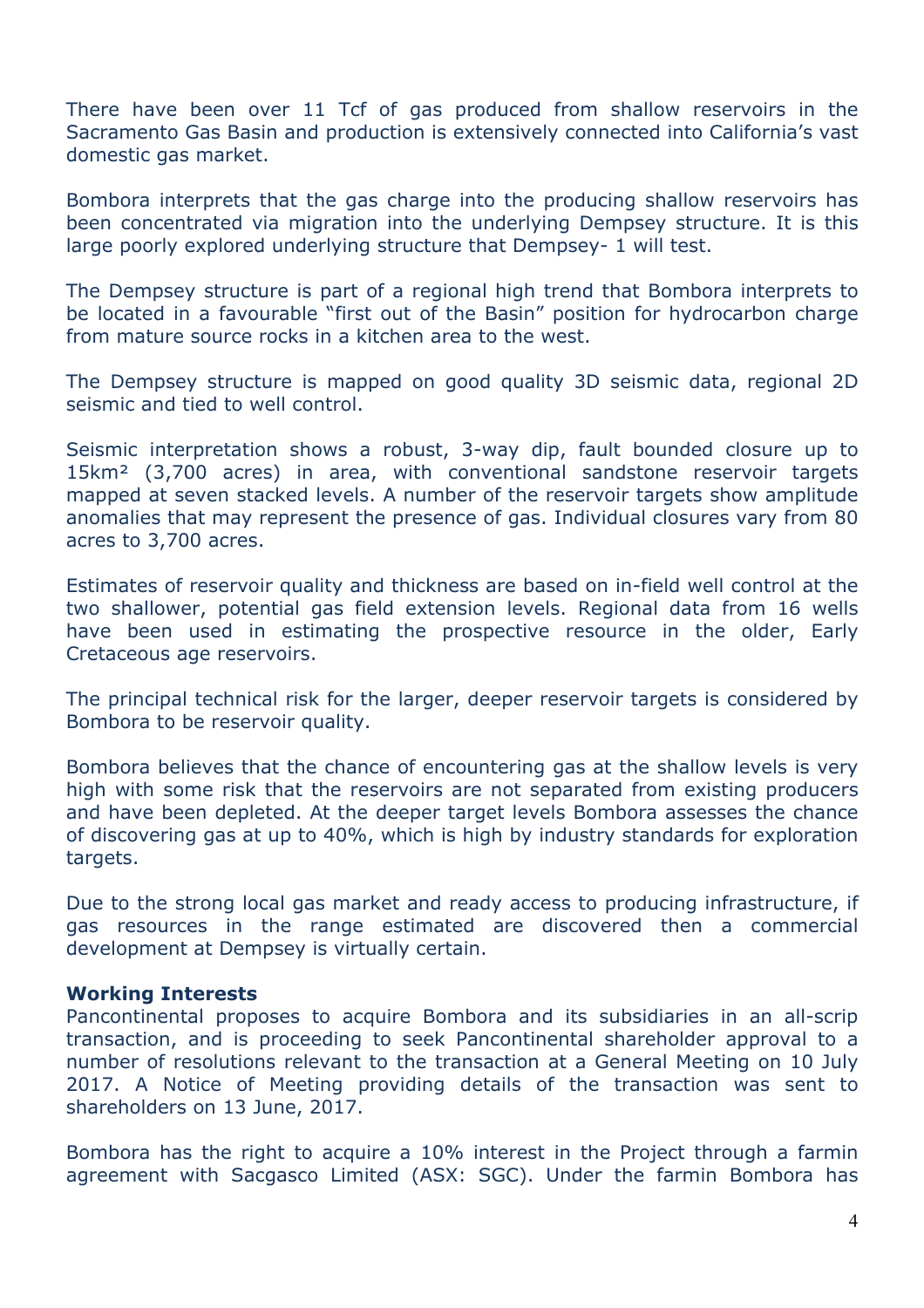There have been over 11 Tcf of gas produced from shallow reservoirs in the Sacramento Gas Basin and production is extensively connected into California's vast domestic gas market.

Bombora interprets that the gas charge into the producing shallow reservoirs has been concentrated via migration into the underlying Dempsey structure. It is this large poorly explored underlying structure that Dempsey- 1 will test.

The Dempsey structure is part of a regional high trend that Bombora interprets to be located in a favourable "first out of the Basin" position for hydrocarbon charge from mature source rocks in a kitchen area to the west.

The Dempsey structure is mapped on good quality 3D seismic data, regional 2D seismic and tied to well control.

Seismic interpretation shows a robust, 3-way dip, fault bounded closure up to 15km² (3,700 acres) in area, with conventional sandstone reservoir targets mapped at seven stacked levels. A number of the reservoir targets show amplitude anomalies that may represent the presence of gas. Individual closures vary from 80 acres to 3,700 acres.

Estimates of reservoir quality and thickness are based on in-field well control at the two shallower, potential gas field extension levels. Regional data from 16 wells have been used in estimating the prospective resource in the older, Early Cretaceous age reservoirs.

The principal technical risk for the larger, deeper reservoir targets is considered by Bombora to be reservoir quality.

Bombora believes that the chance of encountering gas at the shallow levels is very high with some risk that the reservoirs are not separated from existing producers and have been depleted. At the deeper target levels Bombora assesses the chance of discovering gas at up to 40%, which is high by industry standards for exploration targets.

Due to the strong local gas market and ready access to producing infrastructure, if gas resources in the range estimated are discovered then a commercial development at Dempsey is virtually certain.

**Working Interests**

Pancontinental proposes to acquire Bombora and its subsidiaries in an all-scrip transaction, and is proceeding to seek Pancontinental shareholder approval to a number of resolutions relevant to the transaction at a General Meeting on 10 July 2017. A Notice of Meeting providing details of the transaction was sent to shareholders on 13 June, 2017.

Bombora has the right to acquire a 10% interest in the Project through a farmin agreement with Sacgasco Limited (ASX: SGC). Under the farmin Bombora has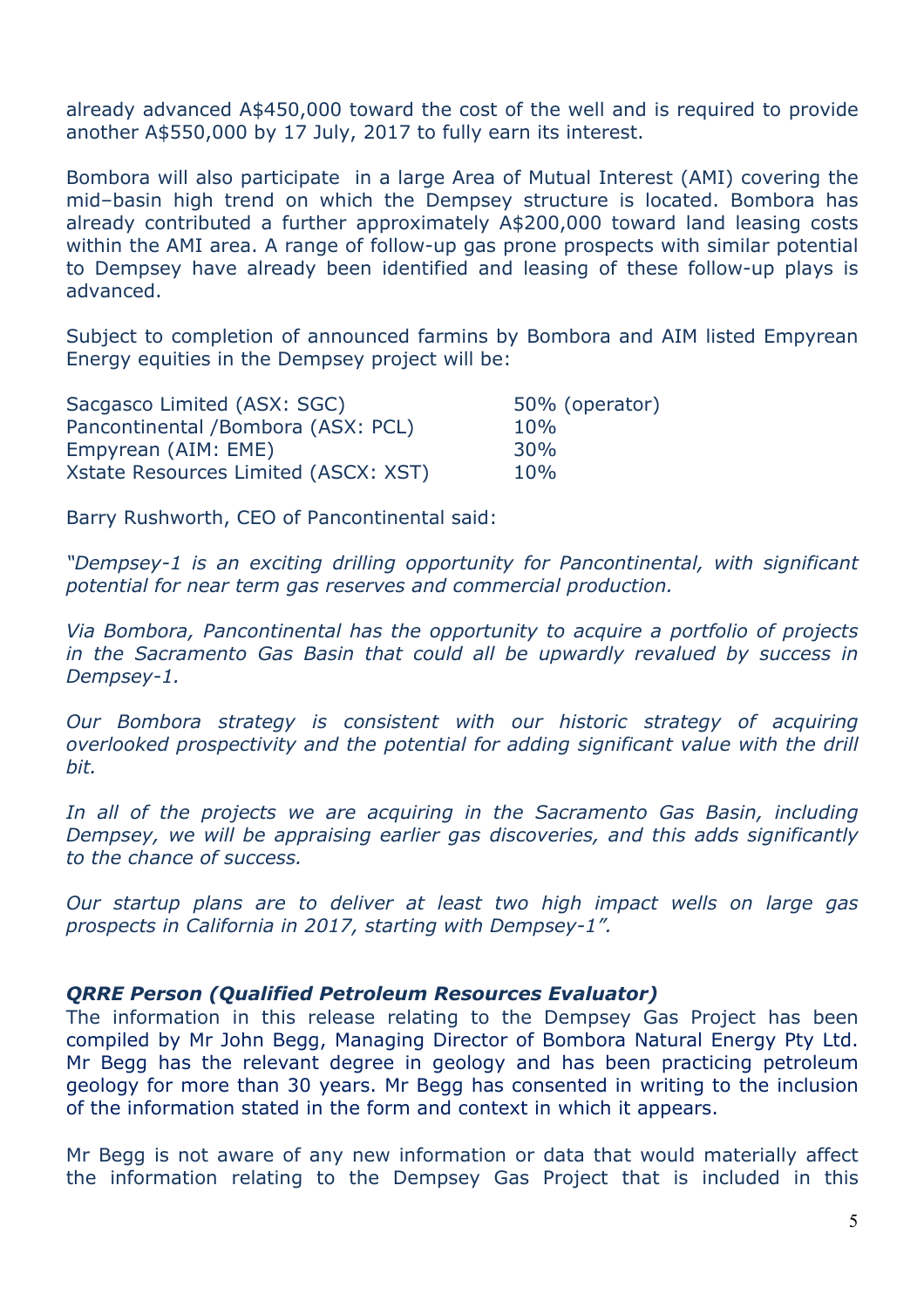already advanced A$450,000 toward the cost of the well and is required to provide another A$550,000 by 17 July, 2017 to fully earn its interest.

Bombora will also participate in a large Area of Mutual Interest (AMI) covering the mid–basin high trend on which the Dempsey structure is located. Bombora has already contributed a further approximately A$200,000 toward land leasing costs within the AMI area. A range of follow-up gas prone prospects with similar potential to Dempsey have already been identified and leasing of these follow-up plays is advanced.

Subject to completion of announced farmins by Bombora and AIM listed Empyrean Energy equities in the Dempsey project will be:

| | |
|---|---|
| Sacgasco Limited (ASX: SGC) | 50% (operator) |
| Pancontinental /Bombora (ASX: PCL) | 10% |
| Empyrean (AIM: EME) | 30% |
| Xstate Resources Limited (ASCX: XST) | 10% |

Barry Rushworth, CEO of Pancontinental said:

*"Dempsey-1 is an exciting drilling opportunity for Pancontinental, with significant potential for near term gas reserves and commercial production.*

*Via Bombora, Pancontinental has the opportunity to acquire a portfolio of projects in the Sacramento Gas Basin that could all be upwardly revalued by success in Dempsey-1.*

*Our Bombora strategy is consistent with our historic strategy of acquiring overlooked prospectivity and the potential for adding significant value with the drill bit.*

*In all of the projects we are acquiring in the Sacramento Gas Basin, including Dempsey, we will be appraising earlier gas discoveries, and this adds significantly to the chance of success.*

*Our startup plans are to deliver at least two high impact wells on large gas prospects in California in 2017, starting with Dempsey-1".*

***QRRE Person (Qualified Petroleum Resources Evaluator)***

The information in this release relating to the Dempsey Gas Project has been compiled by Mr John Begg, Managing Director of Bombora Natural Energy Pty Ltd. Mr Begg has the relevant degree in geology and has been practicing petroleum geology for more than 30 years. Mr Begg has consented in writing to the inclusion of the information stated in the form and context in which it appears.

Mr Begg is not aware of any new information or data that would materially affect the information relating to the Dempsey Gas Project that is included in this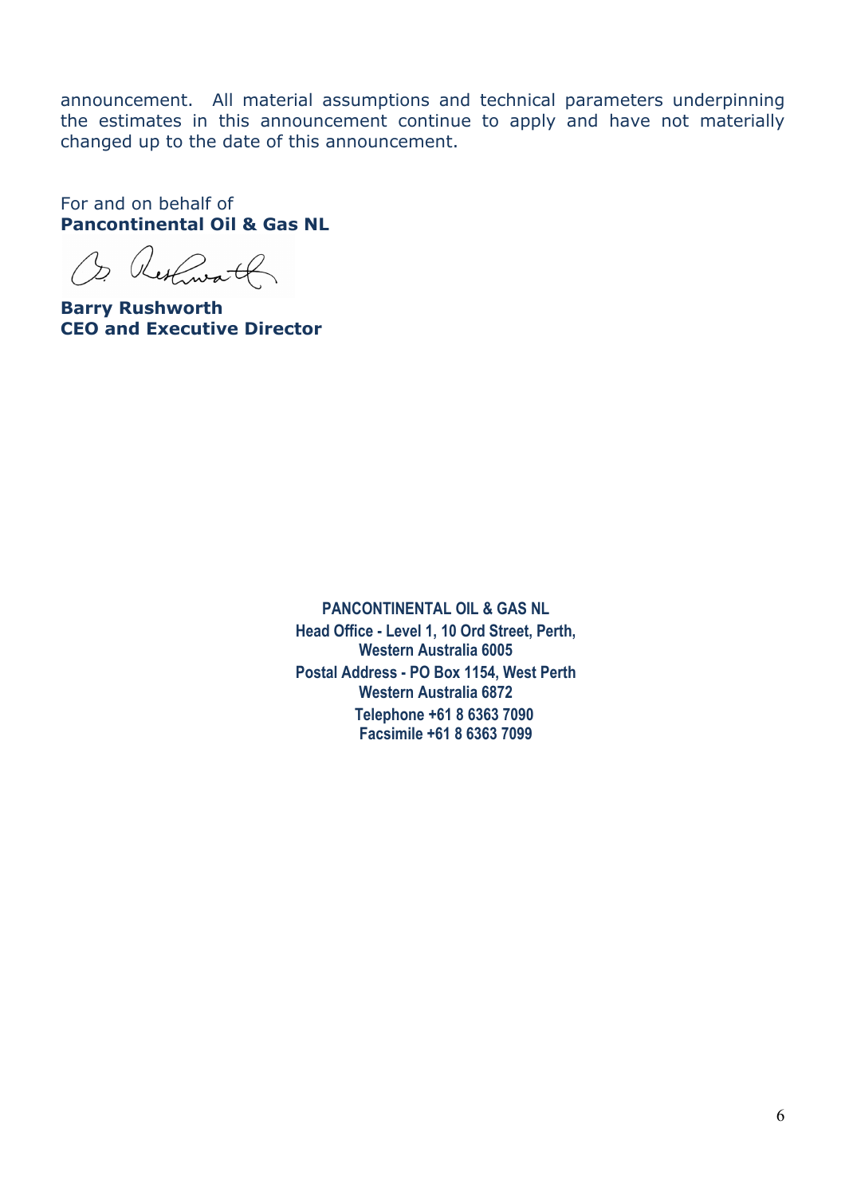announcement. All material assumptions and technical parameters underpinning the estimates in this announcement continue to apply and have not materially changed up to the date of this announcement.

For and on behalf of
**Pancontinental Oil & Gas NL**

**Barry Rushworth**
**CEO and Executive Director**

**PANCONTINENTAL OIL & GAS NL**
**Head Office - Level 1, 10 Ord Street, Perth, Western Australia 6005**
**Postal Address - PO Box 1154, West Perth Western Australia 6872**
**Telephone +61 8 6363 7090**
**Facsimile +61 8 6363 7099**